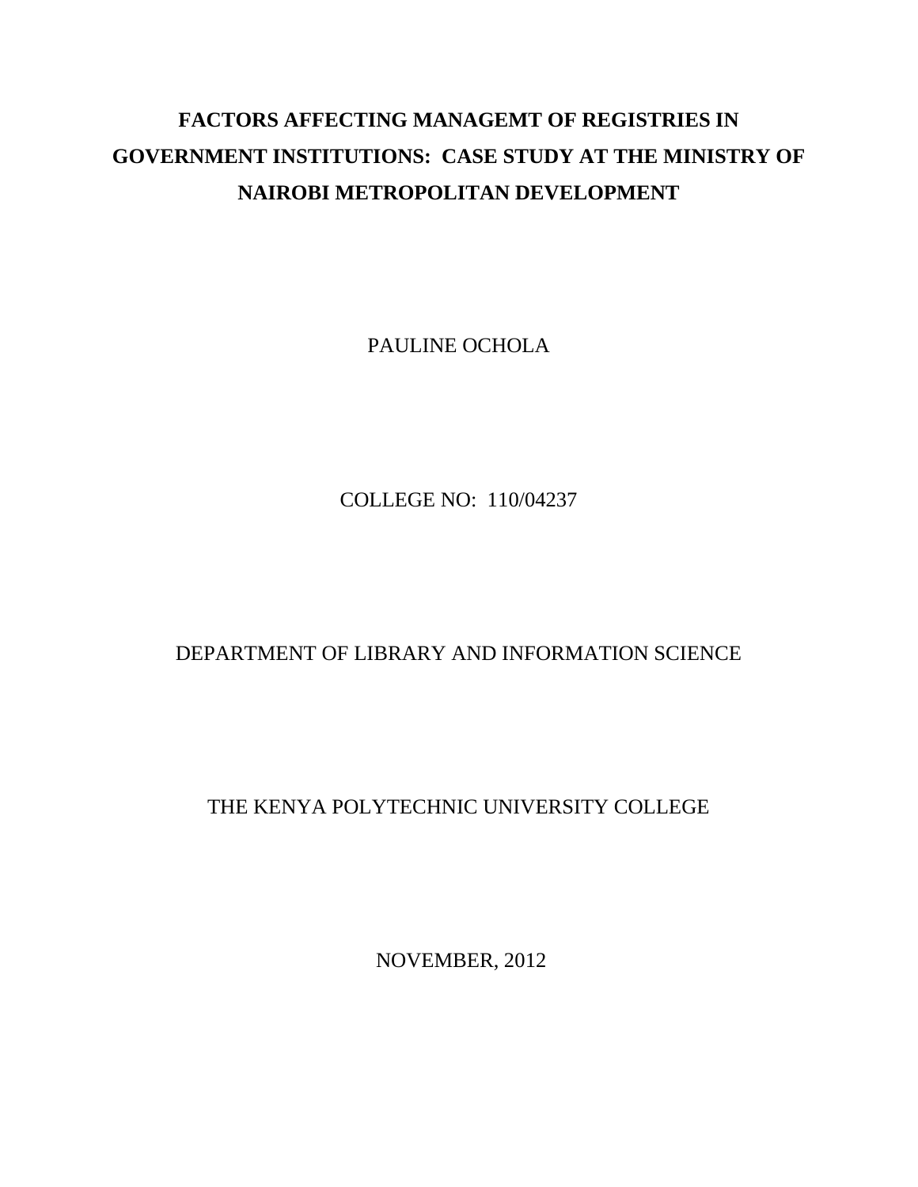# FACTORS AFFECTING MANAGEMT OF REGISTRIES IN GOVERNMENT INSTITUTIONS: CASE STUDY AT THE MINISTRY OF NAIROBI METROPOLITAN DEVELOPMENT

PAULINE OCHOLA

COLLEGE NO: 110/04237

DEPARTMENT OF LIBRARY AND INFORMATION SCIENCE

THE KENYA POLYTECHNIC UNIVERSITY COLLEGE

NOVEMBER, 2012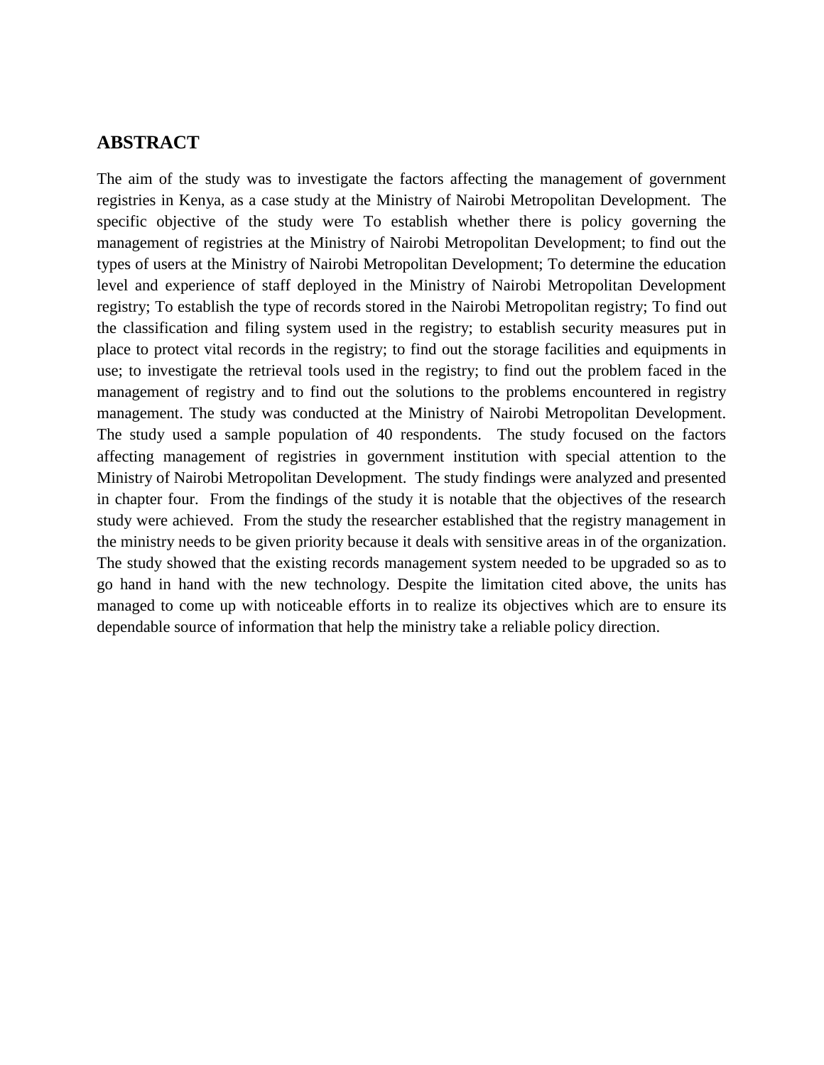## ABSTRACT

The aim of the study was to investigate the factors affecting the management of government registries in Kenya, as a case study at the Ministry of Nairobi Metropolitan Development. The specific objective of the study were To establish whether there is policy governing the management of registries at the Ministry of Nairobi Metropolitan Development; to find out the types of users at the Ministry of Nairobi Metropolitan Development; To determine the education level and experience of staff deployed in the Ministry of Nairobi Metropolitan Development registry; To establish the type of records stored in the Nairobi Metropolitan registry; To find out the classification and filing system used in the registry; to establish security measures put in place to protect vital records in the registry; to find out the storage facilities and equipments in use; to investigate the retrieval tools used in the registry; to find out the problem faced in the management of registry and to find out the solutions to the problems encountered in registry management. The study was conducted at the Ministry of Nairobi Metropolitan Development. The study used a sample population of 40 respondents. The study focused on the factors affecting management of registries in government institution with special attention to the Ministry of Nairobi Metropolitan Development. The study findings were analyzed and presented in chapter four. From the findings of the study it is notable that the objectives of the research study were achieved. From the study the researcher established that the registry management in the ministry needs to be given priority because it deals with sensitive areas in of the organization. The study showed that the existing records management system needed to be upgraded so as to go hand in hand with the new technology. Despite the limitation cited above, the units has managed to come up with noticeable efforts in to realize its objectives which are to ensure its dependable source of information that help the ministry take a reliable policy direction.